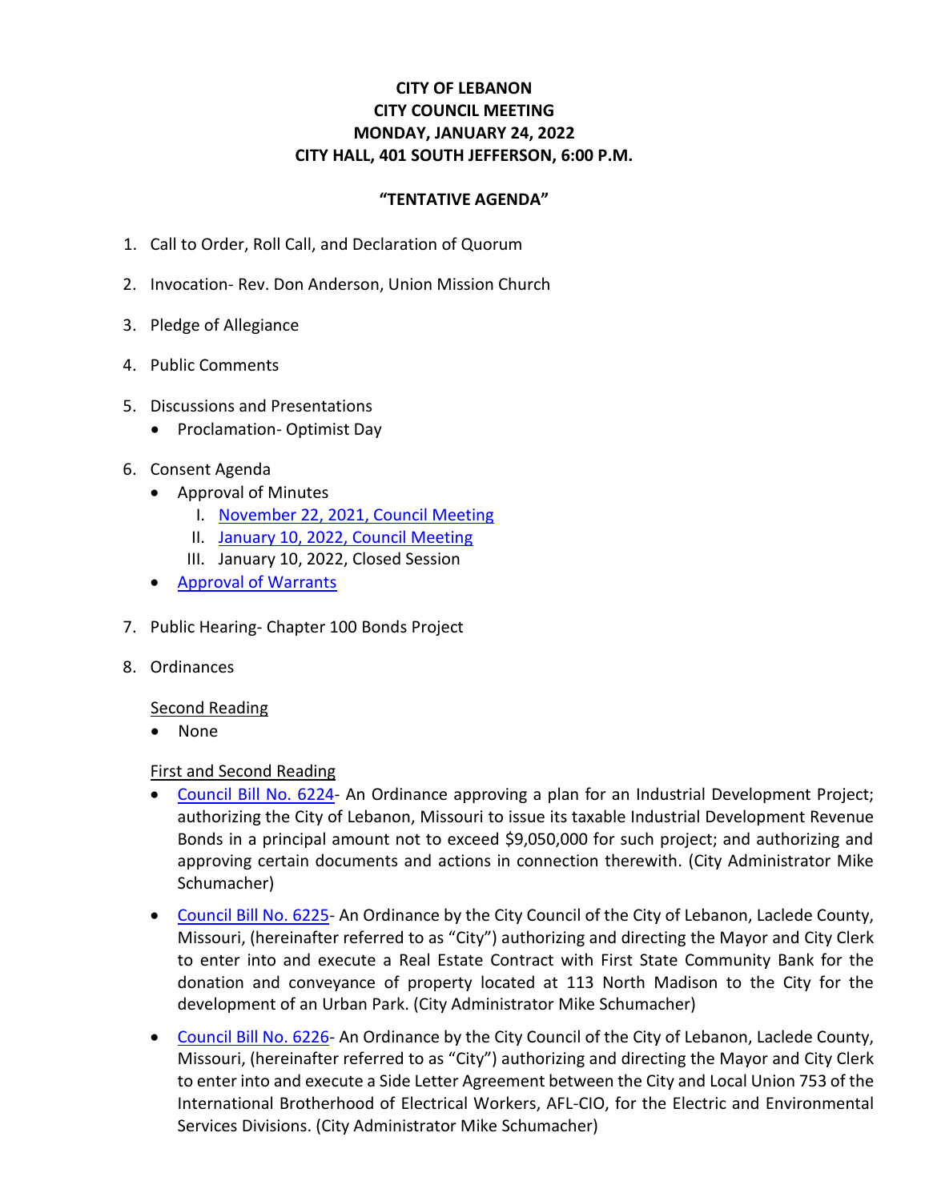# CITY OF LEBANON
# CITY COUNCIL MEETING
# MONDAY, JANUARY 24, 2022
# CITY HALL, 401 SOUTH JEFFERSON, 6:00 P.M.

## "TENTATIVE AGENDA"

1. Call to Order, Roll Call, and Declaration of Quorum

2. Invocation- Rev. Don Anderson, Union Mission Church

3. Pledge of Allegiance

4. Public Comments

5. Discussions and Presentations
   - Proclamation- Optimist Day

6. Consent Agenda
   - Approval of Minutes
     - I. November 22, 2021, Council Meeting
     - II. January 10, 2022, Council Meeting
     - III. January 10, 2022, Closed Session
   - Approval of Warrants

7. Public Hearing- Chapter 100 Bonds Project

8. Ordinances

   Second Reading
   - None

   First and Second Reading
   - Council Bill No. 6224- An Ordinance approving a plan for an Industrial Development Project; authorizing the City of Lebanon, Missouri to issue its taxable Industrial Development Revenue Bonds in a principal amount not to exceed $9,050,000 for such project; and authorizing and approving certain documents and actions in connection therewith. (City Administrator Mike Schumacher)
   - Council Bill No. 6225- An Ordinance by the City Council of the City of Lebanon, Laclede County, Missouri, (hereinafter referred to as "City") authorizing and directing the Mayor and City Clerk to enter into and execute a Real Estate Contract with First State Community Bank for the donation and conveyance of property located at 113 North Madison to the City for the development of an Urban Park. (City Administrator Mike Schumacher)
   - Council Bill No. 6226- An Ordinance by the City Council of the City of Lebanon, Laclede County, Missouri, (hereinafter referred to as "City") authorizing and directing the Mayor and City Clerk to enter into and execute a Side Letter Agreement between the City and Local Union 753 of the International Brotherhood of Electrical Workers, AFL-CIO, for the Electric and Environmental Services Divisions. (City Administrator Mike Schumacher)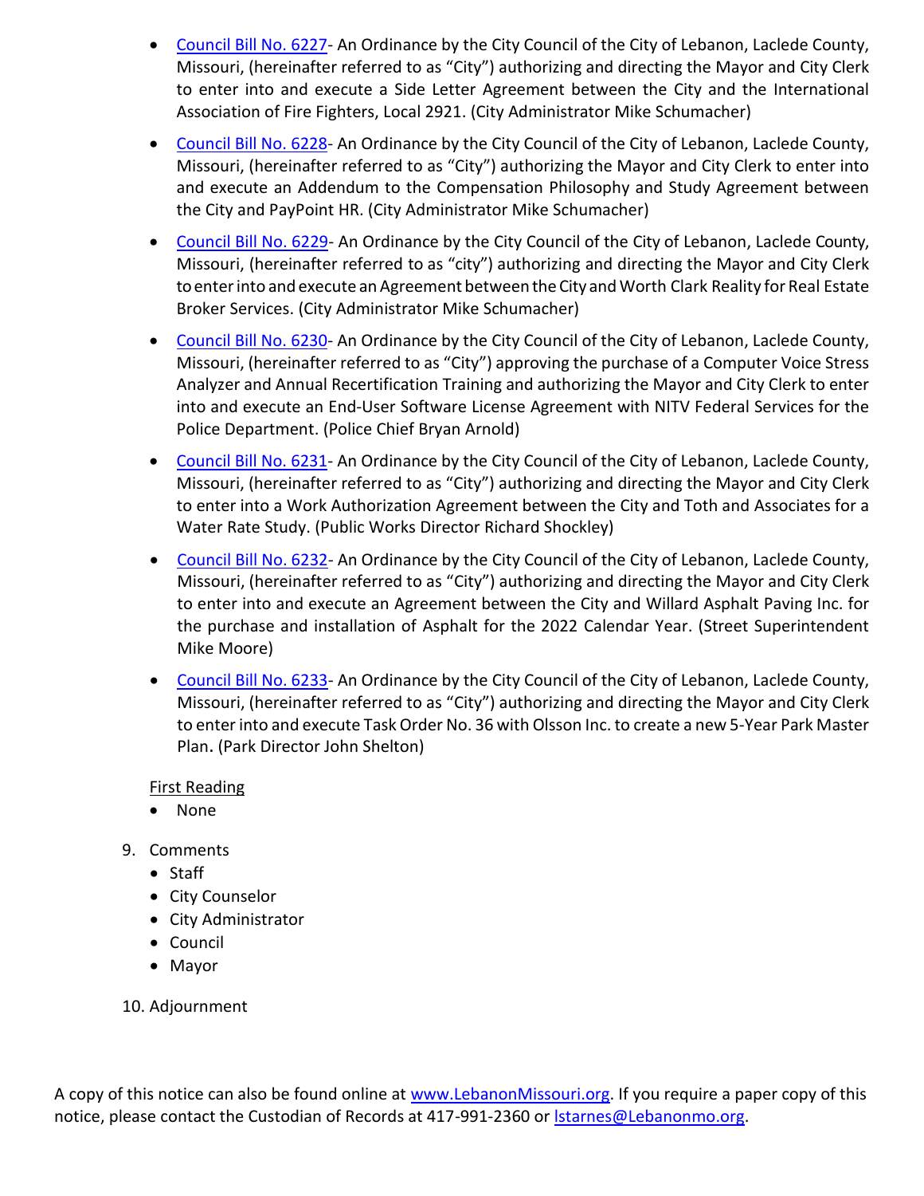- Council Bill No. 6227- An Ordinance by the City Council of the City of Lebanon, Laclede County, Missouri, (hereinafter referred to as "City") authorizing and directing the Mayor and City Clerk to enter into and execute a Side Letter Agreement between the City and the International Association of Fire Fighters, Local 2921. (City Administrator Mike Schumacher)
- Council Bill No. 6228- An Ordinance by the City Council of the City of Lebanon, Laclede County, Missouri, (hereinafter referred to as "City") authorizing the Mayor and City Clerk to enter into and execute an Addendum to the Compensation Philosophy and Study Agreement between the City and PayPoint HR. (City Administrator Mike Schumacher)
- Council Bill No. 6229- An Ordinance by the City Council of the City of Lebanon, Laclede County, Missouri, (hereinafter referred to as "city") authorizing and directing the Mayor and City Clerk to enter into and execute an Agreement between the City and Worth Clark Reality for Real Estate Broker Services. (City Administrator Mike Schumacher)
- Council Bill No. 6230- An Ordinance by the City Council of the City of Lebanon, Laclede County, Missouri, (hereinafter referred to as "City") approving the purchase of a Computer Voice Stress Analyzer and Annual Recertification Training and authorizing the Mayor and City Clerk to enter into and execute an End-User Software License Agreement with NITV Federal Services for the Police Department. (Police Chief Bryan Arnold)
- Council Bill No. 6231- An Ordinance by the City Council of the City of Lebanon, Laclede County, Missouri, (hereinafter referred to as "City") authorizing and directing the Mayor and City Clerk to enter into a Work Authorization Agreement between the City and Toth and Associates for a Water Rate Study. (Public Works Director Richard Shockley)
- Council Bill No. 6232- An Ordinance by the City Council of the City of Lebanon, Laclede County, Missouri, (hereinafter referred to as "City") authorizing and directing the Mayor and City Clerk to enter into and execute an Agreement between the City and Willard Asphalt Paving Inc. for the purchase and installation of Asphalt for the 2022 Calendar Year. (Street Superintendent Mike Moore)
- Council Bill No. 6233- An Ordinance by the City Council of the City of Lebanon, Laclede County, Missouri, (hereinafter referred to as "City") authorizing and directing the Mayor and City Clerk to enter into and execute Task Order No. 36 with Olsson Inc. to create a new 5-Year Park Master Plan. (Park Director John Shelton)

First Reading

- None

9. Comments
   - Staff
   - City Counselor
   - City Administrator
   - Council
   - Mayor
10. Adjournment

A copy of this notice can also be found online at www.LebanonMissouri.org. If you require a paper copy of this notice, please contact the Custodian of Records at 417-991-2360 or lstarnes@Lebanonmo.org.